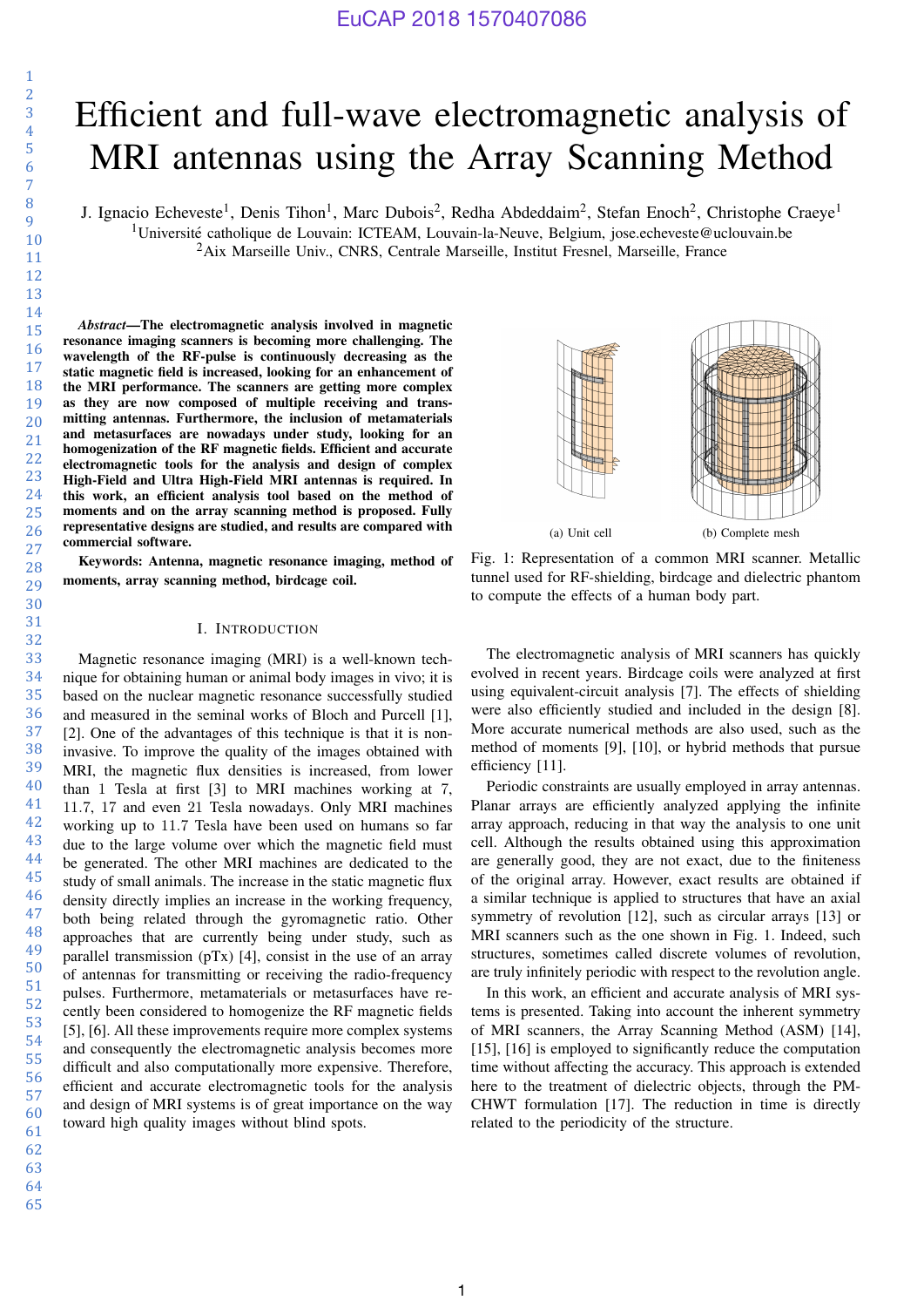# Efficient and full-wave electromagnetic analysis of MRI antennas using the Array Scanning Method

J. Ignacio Echeveste[1], Denis Tihon[1], Marc Dubois[2], Redha Abdeddaim[2], Stefan Enoch[2], Christophe Craeye[1]

[1]Université catholique de Louvain: ICTEAM, Louvain-la-Neuve, Belgium, jose.echeveste@uclouvain.be

[2]Aix Marseille Univ., CNRS, Centrale Marseille, Institut Fresnel, Marseille, France

***Abstract*—The electromagnetic analysis involved in magnetic resonance imaging scanners is becoming more challenging. The wavelength of the RF-pulse is continuously decreasing as the static magnetic field is increased, looking for an enhancement of the MRI performance. The scanners are getting more complex as they are now composed of multiple receiving and transmitting antennas. Furthermore, the inclusion of metamaterials and metasurfaces are nowadays under study, looking for an homogenization of the RF magnetic fields. Efficient and accurate electromagnetic tools for the analysis and design of complex High-Field and Ultra High-Field MRI antennas is required. In this work, an efficient analysis tool based on the method of moments and on the array scanning method is proposed. Fully representative designs are studied, and results are compared with commercial software.**

**Keywords: Antenna, magnetic resonance imaging, method of moments, array scanning method, birdcage coil.**

## I. Introduction

Magnetic resonance imaging (MRI) is a well-known technique for obtaining human or animal body images in vivo; it is based on the nuclear magnetic resonance successfully studied and measured in the seminal works of Bloch and Purcell [1], [2]. One of the advantages of this technique is that it is non-invasive. To improve the quality of the images obtained with MRI, the magnetic flux densities is increased, from lower than 1 Tesla at first [3] to MRI machines working at 7, 11.7, 17 and even 21 Tesla nowadays. Only MRI machines working up to 11.7 Tesla have been used on humans so far due to the large volume over which the magnetic field must be generated. The other MRI machines are dedicated to the study of small animals. The increase in the static magnetic flux density directly implies an increase in the working frequency, both being related through the gyromagnetic ratio. Other approaches that are currently being under study, such as parallel transmission (pTx) [4], consist in the use of an array of antennas for transmitting or receiving the radio-frequency pulses. Furthermore, metamaterials or metasurfaces have recently been considered to homogenize the RF magnetic fields [5], [6]. All these improvements require more complex systems and consequently the electromagnetic analysis becomes more difficult and also computationally more expensive. Therefore, efficient and accurate electromagnetic tools for the analysis and design of MRI systems is of great importance on the way toward high quality images without blind spots.

(a) Unit cell (b) Complete mesh

Fig. 1: Representation of a common MRI scanner. Metallic tunnel used for RF-shielding, birdcage and dielectric phantom to compute the effects of a human body part.

The electromagnetic analysis of MRI scanners has quickly evolved in recent years. Birdcage coils were analyzed at first using equivalent-circuit analysis [7]. The effects of shielding were also efficiently studied and included in the design [8]. More accurate numerical methods are also used, such as the method of moments [9], [10], or hybrid methods that pursue efficiency [11].

Periodic constraints are usually employed in array antennas. Planar arrays are efficiently analyzed applying the infinite array approach, reducing in that way the analysis to one unit cell. Although the results obtained using this approximation are generally good, they are not exact, due to the finiteness of the original array. However, exact results are obtained if a similar technique is applied to structures that have an axial symmetry of revolution [12], such as circular arrays [13] or MRI scanners such as the one shown in Fig. 1. Indeed, such structures, sometimes called discrete volumes of revolution, are truly infinitely periodic with respect to the revolution angle.

In this work, an efficient and accurate analysis of MRI systems is presented. Taking into account the inherent symmetry of MRI scanners, the Array Scanning Method (ASM) [14], [15], [16] is employed to significantly reduce the computation time without affecting the accuracy. This approach is extended here to the treatment of dielectric objects, through the PM-CHWT formulation [17]. The reduction in time is directly related to the periodicity of the structure.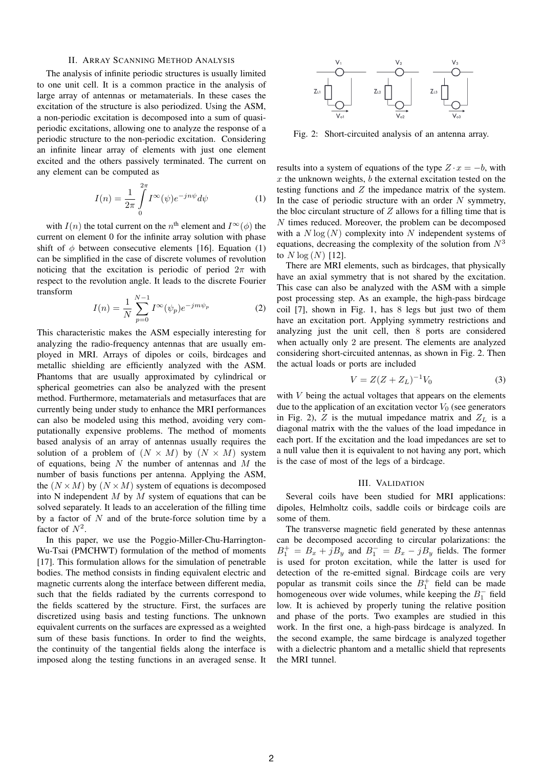## II. Array Scanning Method Analysis

The analysis of infinite periodic structures is usually limited to one unit cell. It is a common practice in the analysis of large array of antennas or metamaterials. In these cases the excitation of the structure is also periodized. Using the ASM, a non-periodic excitation is decomposed into a sum of quasi-periodic excitations, allowing one to analyze the response of a periodic structure to the non-periodic excitation. Considering an infinite linear array of elements with just one element excited and the others passively terminated. The current on any element can be computed as

$$I(n) = \frac{1}{2\pi} \int_{0}^{2\pi} I^{\infty}(\psi) e^{-jn\psi} d\psi \tag{1}$$

with $I(n)$ the total current on the $n^{\text{th}}$ element and $I^{\infty}(\phi)$ the current on element 0 for the infinite array solution with phase shift of $\phi$ between consecutive elements [16]. Equation (1) can be simplified in the case of discrete volumes of revolution noticing that the excitation is periodic of period $2\pi$ with respect to the revolution angle. It leads to the discrete Fourier transform

$$I(n) = \frac{1}{N} \sum_{p=0}^{N-1} I^{\infty}(\psi_p) e^{-jm\psi_p} \tag{2}$$

This characteristic makes the ASM especially interesting for analyzing the radio-frequency antennas that are usually employed in MRI. Arrays of dipoles or coils, birdcages and metallic shielding are efficiently analyzed with the ASM. Phantoms that are usually approximated by cylindrical or spherical geometries can also be analyzed with the present method. Furthermore, metamaterials and metasurfaces that are currently being under study to enhance the MRI performances can also be modeled using this method, avoiding very computationally expensive problems. The method of moments based analysis of an array of antennas usually requires the solution of a problem of $(N \times M)$ by $(N \times M)$ system of equations, being $N$ the number of antennas and $M$ the number of basis functions per antenna. Applying the ASM, the $(N \times M)$ by $(N \times M)$ system of equations is decomposed into N independent $M$ by $M$ system of equations that can be solved separately. It leads to an acceleration of the filling time by a factor of $N$ and of the brute-force solution time by a factor of $N^2$.

In this paper, we use the Poggio-Miller-Chu-Harrington-Wu-Tsai (PMCHWT) formulation of the method of moments [17]. This formulation allows for the simulation of penetrable bodies. The method consists in finding equivalent electric and magnetic currents along the interface between different media, such that the fields radiated by the currents correspond to the fields scattered by the structure. First, the surfaces are discretized using basis and testing functions. The unknown equivalent currents on the surfaces are expressed as a weighted sum of these basis functions. In order to find the weights, the continuity of the tangential fields along the interface is imposed along the testing functions in an averaged sense. It results into a system of equations of the type $Z \cdot x = -b$, with $x$ the unknown weights, $b$ the external excitation tested on the testing functions and $Z$ the impedance matrix of the system. In the case of periodic structure with an order $N$ symmetry, the bloc circulant structure of $Z$ allows for a filling time that is $N$ times reduced. Moreover, the problem can be decomposed with a $N \log(N)$ complexity into $N$ independent systems of equations, decreasing the complexity of the solution from $N^3$ to $N \log(N)$ [12].

Fig. 2: Short-circuited analysis of an antenna array.

There are MRI elements, such as birdcages, that physically have an axial symmetry that is not shared by the excitation. This case can also be analyzed with the ASM with a simple post processing step. As an example, the high-pass birdcage coil [7], shown in Fig. 1, has 8 legs but just two of them have an excitation port. Applying symmetry restrictions and analyzing just the unit cell, then 8 ports are considered when actually only 2 are present. The elements are analyzed considering short-circuited antennas, as shown in Fig. 2. Then the actual loads or ports are included

$$V = Z(Z + Z_L)^{-1} V_0 \tag{3}$$

with $V$ being the actual voltages that appears on the elements due to the application of an excitation vector $V_0$ (see generators in Fig. 2), $Z$ is the mutual impedance matrix and $Z_L$ is a diagonal matrix with the the values of the load impedance in each port. If the excitation and the load impedances are set to a null value then it is equivalent to not having any port, which is the case of most of the legs of a birdcage.

## III. Validation

Several coils have been studied for MRI applications: dipoles, Helmholtz coils, saddle coils or birdcage coils are some of them.

The transverse magnetic field generated by these antennas can be decomposed according to circular polarizations: the $B_1^+ = B_x + jB_y$ and $B_1^- = B_x - jB_y$ fields. The former is used for proton excitation, while the latter is used for detection of the re-emitted signal. Birdcage coils are very popular as transmit coils since the $B_1^+$ field can be made homogeneous over wide volumes, while keeping the $B_1^-$ field low. It is achieved by properly tuning the relative position and phase of the ports. Two examples are studied in this work. In the first one, a high-pass birdcage is analyzed. In the second example, the same birdcage is analyzed together with a dielectric phantom and a metallic shield that represents the MRI tunnel.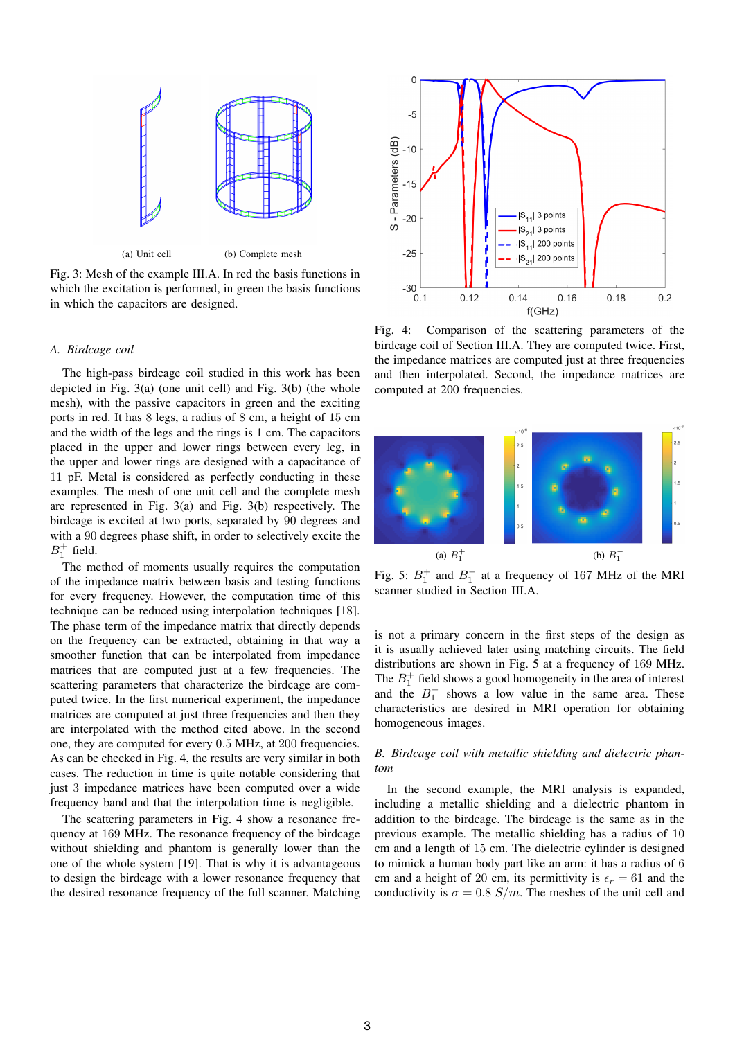(a) Unit cell (b) Complete mesh

Fig. 3: Mesh of the example III.A. In red the basis functions in which the excitation is performed, in green the basis functions in which the capacitors are designed.

### A. Birdcage coil

The high-pass birdcage coil studied in this work has been depicted in Fig. 3(a) (one unit cell) and Fig. 3(b) (the whole mesh), with the passive capacitors in green and the exciting ports in red. It has 8 legs, a radius of 8 cm, a height of 15 cm and the width of the legs and the rings is 1 cm. The capacitors placed in the upper and lower rings between every leg, in the upper and lower rings are designed with a capacitance of 11 pF. Metal is considered as perfectly conducting in these examples. The mesh of one unit cell and the complete mesh are represented in Fig. 3(a) and Fig. 3(b) respectively. The birdcage is excited at two ports, separated by 90 degrees and with a 90 degrees phase shift, in order to selectively excite the $B_1^+$ field.

The method of moments usually requires the computation of the impedance matrix between basis and testing functions for every frequency. However, the computation time of this technique can be reduced using interpolation techniques [18]. The phase term of the impedance matrix that directly depends on the frequency can be extracted, obtaining in that way a smoother function that can be interpolated from impedance matrices that are computed just at a few frequencies. The scattering parameters that characterize the birdcage are computed twice. In the first numerical experiment, the impedance matrices are computed at just three frequencies and then they are interpolated with the method cited above. In the second one, they are computed for every 0.5 MHz, at 200 frequencies. As can be checked in Fig. 4, the results are very similar in both cases. The reduction in time is quite notable considering that just 3 impedance matrices have been computed over a wide frequency band and that the interpolation time is negligible.

The scattering parameters in Fig. 4 show a resonance frequency at 169 MHz. The resonance frequency of the birdcage without shielding and phantom is generally lower than the one of the whole system [19]. That is why it is advantageous to design the birdcage with a lower resonance frequency that the desired resonance frequency of the full scanner. Matching

Fig. 4: Comparison of the scattering parameters of the birdcage coil of Section III.A. They are computed twice. First, the impedance matrices are computed just at three frequencies and then interpolated. Second, the impedance matrices are computed at 200 frequencies.

(a) $B_1^+$ (b) $B_1^-$

Fig. 5: $B_1^+$ and $B_1^-$ at a frequency of 167 MHz of the MRI scanner studied in Section III.A.

is not a primary concern in the first steps of the design as it is usually achieved later using matching circuits. The field distributions are shown in Fig. 5 at a frequency of 169 MHz. The $B_1^+$ field shows a good homogeneity in the area of interest and the $B_1^-$ shows a low value in the same area. These characteristics are desired in MRI operation for obtaining homogeneous images.

### B. Birdcage coil with metallic shielding and dielectric phantom

In the second example, the MRI analysis is expanded, including a metallic shielding and a dielectric phantom in addition to the birdcage. The birdcage is the same as in the previous example. The metallic shielding has a radius of 10 cm and a length of 15 cm. The dielectric cylinder is designed to mimick a human body part like an arm: it has a radius of 6 cm and a height of 20 cm, its permittivity is $\epsilon_r = 61$ and the conductivity is $\sigma = 0.8\ S/m$. The meshes of the unit cell and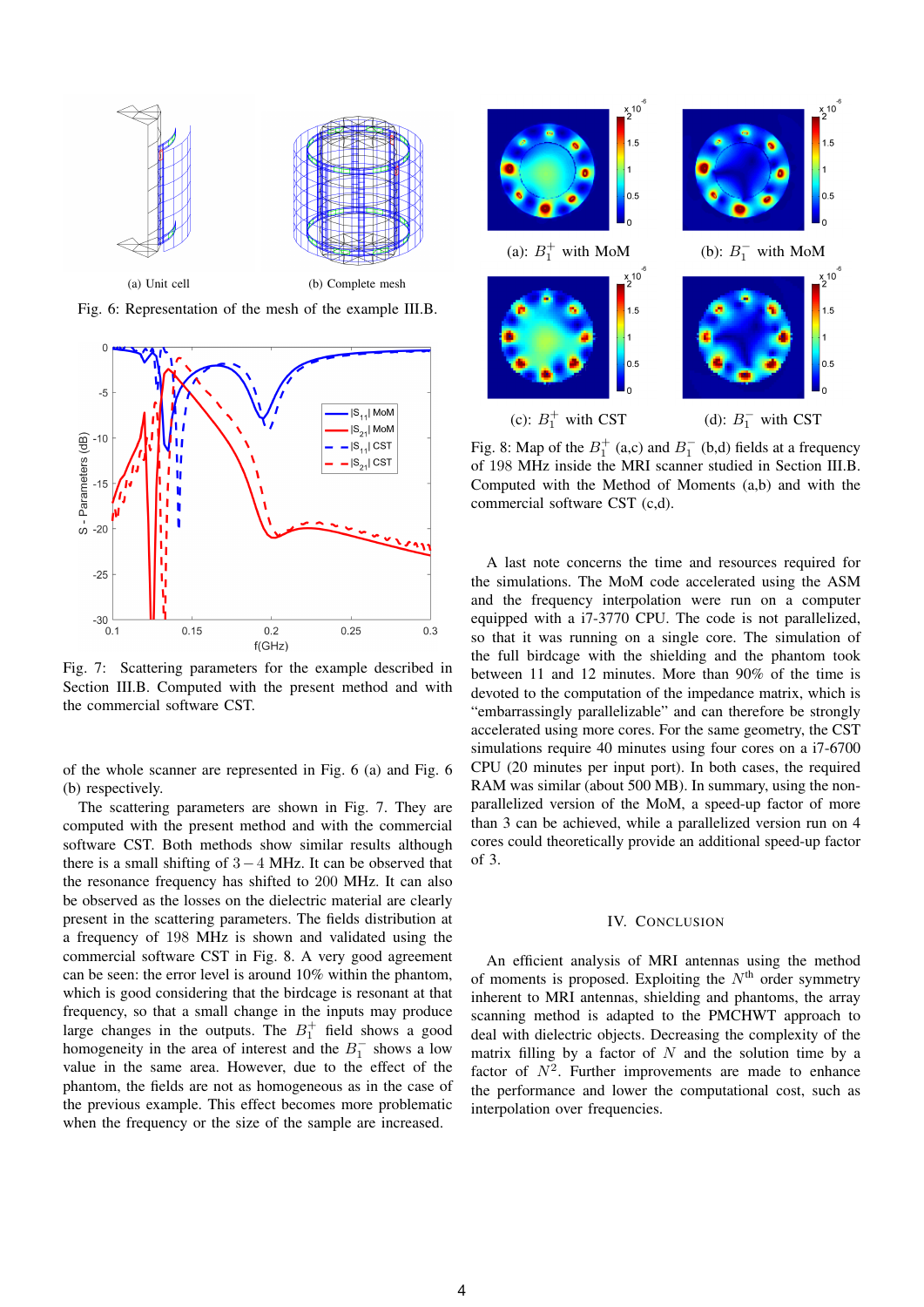(a) Unit cell

(b) Complete mesh

Fig. 6: Representation of the mesh of the example III.B.

Fig. 7: Scattering parameters for the example described in Section III.B. Computed with the present method and with the commercial software CST.

of the whole scanner are represented in Fig. 6 (a) and Fig. 6 (b) respectively.

The scattering parameters are shown in Fig. 7. They are computed with the present method and with the commercial software CST. Both methods show similar results although there is a small shifting of $3-4$ MHz. It can be observed that the resonance frequency has shifted to 200 MHz. It can also be observed as the losses on the dielectric material are clearly present in the scattering parameters. The fields distribution at a frequency of 198 MHz is shown and validated using the commercial software CST in Fig. 8. A very good agreement can be seen: the error level is around 10% within the phantom, which is good considering that the birdcage is resonant at that frequency, so that a small change in the inputs may produce large changes in the outputs. The $B_1^+$ field shows a good homogeneity in the area of interest and the $B_1^-$ shows a low value in the same area. However, due to the effect of the phantom, the fields are not as homogeneous as in the case of the previous example. This effect becomes more problematic when the frequency or the size of the sample are increased.

(a): $B_1^+$ with MoM

(b): $B_1^-$ with MoM

(c): $B_1^+$ with CST

(d): $B_1^-$ with CST

Fig. 8: Map of the $B_1^+$ (a,c) and $B_1^-$ (b,d) fields at a frequency of 198 MHz inside the MRI scanner studied in Section III.B. Computed with the Method of Moments (a,b) and with the commercial software CST (c,d).

A last note concerns the time and resources required for the simulations. The MoM code accelerated using the ASM and the frequency interpolation were run on a computer equipped with a i7-3770 CPU. The code is not parallelized, so that it was running on a single core. The simulation of the full birdcage with the shielding and the phantom took between 11 and 12 minutes. More than 90% of the time is devoted to the computation of the impedance matrix, which is "embarrassingly parallelizable" and can therefore be strongly accelerated using more cores. For the same geometry, the CST simulations require 40 minutes using four cores on a i7-6700 CPU (20 minutes per input port). In both cases, the required RAM was similar (about 500 MB). In summary, using the non-parallelized version of the MoM, a speed-up factor of more than 3 can be achieved, while a parallelized version run on 4 cores could theoretically provide an additional speed-up factor of 3.

## IV. Conclusion

An efficient analysis of MRI antennas using the method of moments is proposed. Exploiting the $N^{\text{th}}$ order symmetry inherent to MRI antennas, shielding and phantoms, the array scanning method is adapted to the PMCHWT approach to deal with dielectric objects. Decreasing the complexity of the matrix filling by a factor of $N$ and the solution time by a factor of $N^2$. Further improvements are made to enhance the performance and lower the computational cost, such as interpolation over frequencies.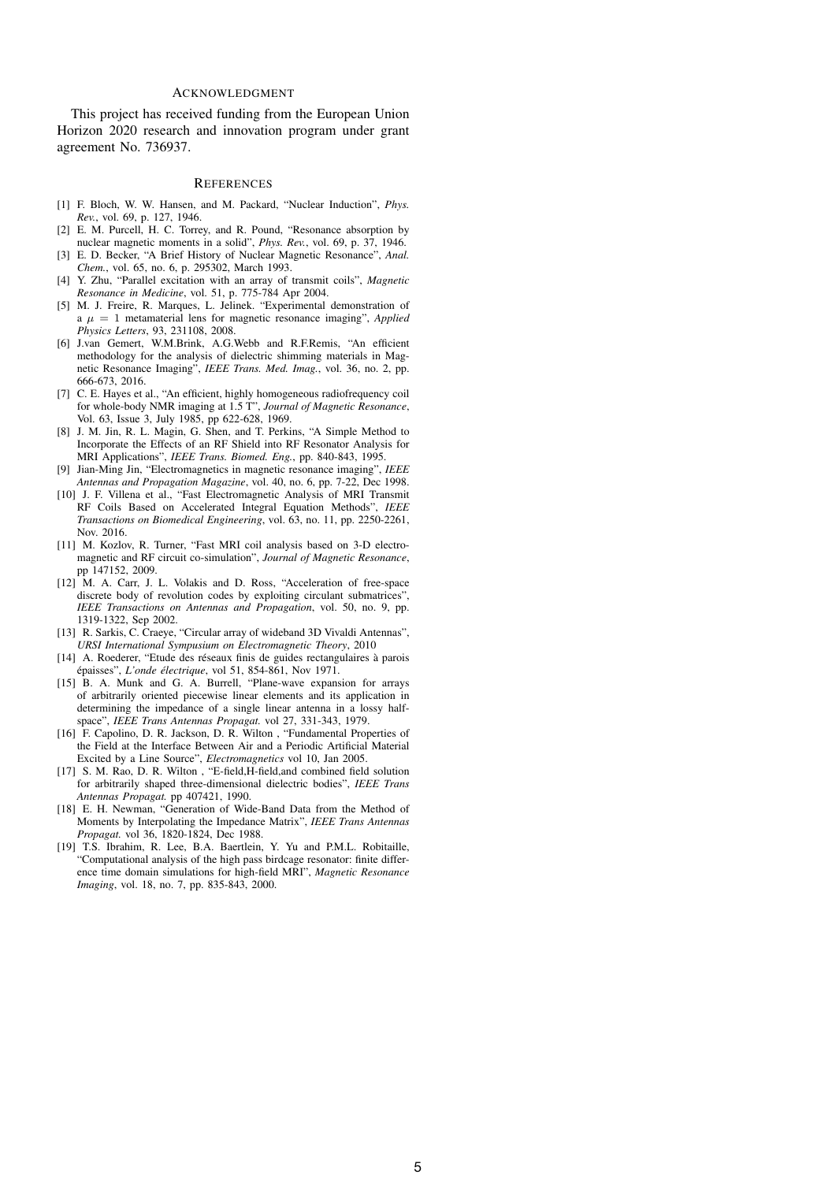## Acknowledgment

This project has received funding from the European Union Horizon 2020 research and innovation program under grant agreement No. 736937.

## References

[1] F. Bloch, W. W. Hansen, and M. Packard, "Nuclear Induction", *Phys. Rev.*, vol. 69, p. 127, 1946.

[2] E. M. Purcell, H. C. Torrey, and R. Pound, "Resonance absorption by nuclear magnetic moments in a solid", *Phys. Rev.*, vol. 69, p. 37, 1946.

[3] E. D. Becker, "A Brief History of Nuclear Magnetic Resonance", *Anal. Chem.*, vol. 65, no. 6, p. 295302, March 1993.

[4] Y. Zhu, "Parallel excitation with an array of transmit coils", *Magnetic Resonance in Medicine*, vol. 51, p. 775-784 Apr 2004.

[5] M. J. Freire, R. Marques, L. Jelinek. "Experimental demonstration of a $\mu = 1$ metamaterial lens for magnetic resonance imaging", *Applied Physics Letters*, 93, 231108, 2008.

[6] J.van Gemert, W.M.Brink, A.G.Webb and R.F.Remis, "An efficient methodology for the analysis of dielectric shimming materials in Magnetic Resonance Imaging", *IEEE Trans. Med. Imag.*, vol. 36, no. 2, pp. 666-673, 2016.

[7] C. E. Hayes et al., "An efficient, highly homogeneous radiofrequency coil for whole-body NMR imaging at 1.5 T", *Journal of Magnetic Resonance*, Vol. 63, Issue 3, July 1985, pp 622-628, 1969.

[8] J. M. Jin, R. L. Magin, G. Shen, and T. Perkins, "A Simple Method to Incorporate the Effects of an RF Shield into RF Resonator Analysis for MRI Applications", *IEEE Trans. Biomed. Eng.*, pp. 840-843, 1995.

[9] Jian-Ming Jin, "Electromagnetics in magnetic resonance imaging", *IEEE Antennas and Propagation Magazine*, vol. 40, no. 6, pp. 7-22, Dec 1998.

[10] J. F. Villena et al., "Fast Electromagnetic Analysis of MRI Transmit RF Coils Based on Accelerated Integral Equation Methods", *IEEE Transactions on Biomedical Engineering*, vol. 63, no. 11, pp. 2250-2261, Nov. 2016.

[11] M. Kozlov, R. Turner, "Fast MRI coil analysis based on 3-D electromagnetic and RF circuit co-simulation", *Journal of Magnetic Resonance*, pp 147152, 2009.

[12] M. A. Carr, J. L. Volakis and D. Ross, "Acceleration of free-space discrete body of revolution codes by exploiting circulant submatrices", *IEEE Transactions on Antennas and Propagation*, vol. 50, no. 9, pp. 1319-1322, Sep 2002.

[13] R. Sarkis, C. Craeye, "Circular array of wideband 3D Vivaldi Antennas", *URSI International Symposium on Electromagnetic Theory*, 2010

[14] A. Roederer, "Etude des réseaux finis de guides rectangulaires à parois épaisses", *L'onde électrique*, vol 51, 854-861, Nov 1971.

[15] B. A. Munk and G. A. Burrell, "Plane-wave expansion for arrays of arbitrarily oriented piecewise linear elements and its application in determining the impedance of a single linear antenna in a lossy half-space", *IEEE Trans Antennas Propagat.* vol 27, 331-343, 1979.

[16] F. Capolino, D. R. Jackson, D. R. Wilton , "Fundamental Properties of the Field at the Interface Between Air and a Periodic Artificial Material Excited by a Line Source", *Electromagnetics* vol 10, Jan 2005.

[17] S. M. Rao, D. R. Wilton , "E-field,H-field,and combined field solution for arbitrarily shaped three-dimensional dielectric bodies", *IEEE Trans Antennas Propagat.* pp 407421, 1990.

[18] E. H. Newman, "Generation of Wide-Band Data from the Method of Moments by Interpolating the Impedance Matrix", *IEEE Trans Antennas Propagat.* vol 36, 1820-1824, Dec 1988.

[19] T.S. Ibrahim, R. Lee, B.A. Baertlein, Y. Yu and P.M.L. Robitaille, "Computational analysis of the high pass birdcage resonator: finite difference time domain simulations for high-field MRI", *Magnetic Resonance Imaging*, vol. 18, no. 7, pp. 835-843, 2000.